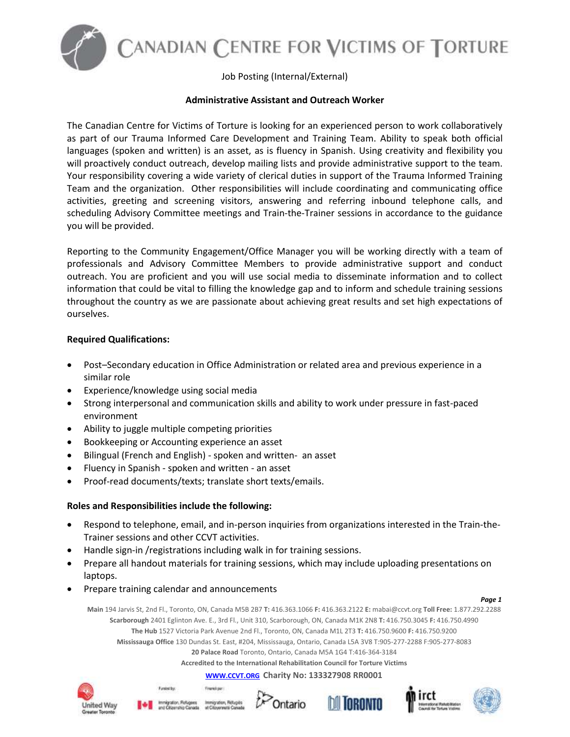# CANADIAN CENTRE FOR VICTIMS OF TORTURE

Job Posting (Internal/External)

## Administrative Assistant and Outreach Worker

The Canadian Centre for Victims of Torture is looking for an experienced person to work collaboratively as part of our Trauma Informed Care Development and Training Team. Ability to speak both official languages (spoken and written) is an asset, as is fluency in Spanish. Using creativity and flexibility you will proactively conduct outreach, develop mailing lists and provide administrative support to the team. Your responsibility covering a wide variety of clerical duties in support of the Trauma Informed Training Team and the organization. Other responsibilities will include coordinating and communicating office activities, greeting and screening visitors, answering and referring inbound telephone calls, and scheduling Advisory Committee meetings and Train-the-Trainer sessions in accordance to the guidance you will be provided.

Reporting to the Community Engagement/Office Manager you will be working directly with a team of professionals and Advisory Committee Members to provide administrative support and conduct outreach. You are proficient and you will use social media to disseminate information and to collect information that could be vital to filling the knowledge gap and to inform and schedule training sessions throughout the country as we are passionate about achieving great results and set high expectations of ourselves.

**Required Qualifications:**

- Post–Secondary education in Office Administration or related area and previous experience in a similar role
- Experience/knowledge using social media
- Strong interpersonal and communication skills and ability to work under pressure in fast-paced environment
- Ability to juggle multiple competing priorities
- Bookkeeping or Accounting experience an asset
- Bilingual (French and English) - spoken and written- an asset
- Fluency in Spanish - spoken and written - an asset
- Proof-read documents/texts; translate short texts/emails.

**Roles and Responsibilities include the following:**

- Respond to telephone, email, and in-person inquiries from organizations interested in the Train-the-Trainer sessions and other CCVT activities.
- Handle sign-in /registrations including walk in for training sessions.
- Prepare all handout materials for training sessions, which may include uploading presentations on laptops.
- Prepare training calendar and announcements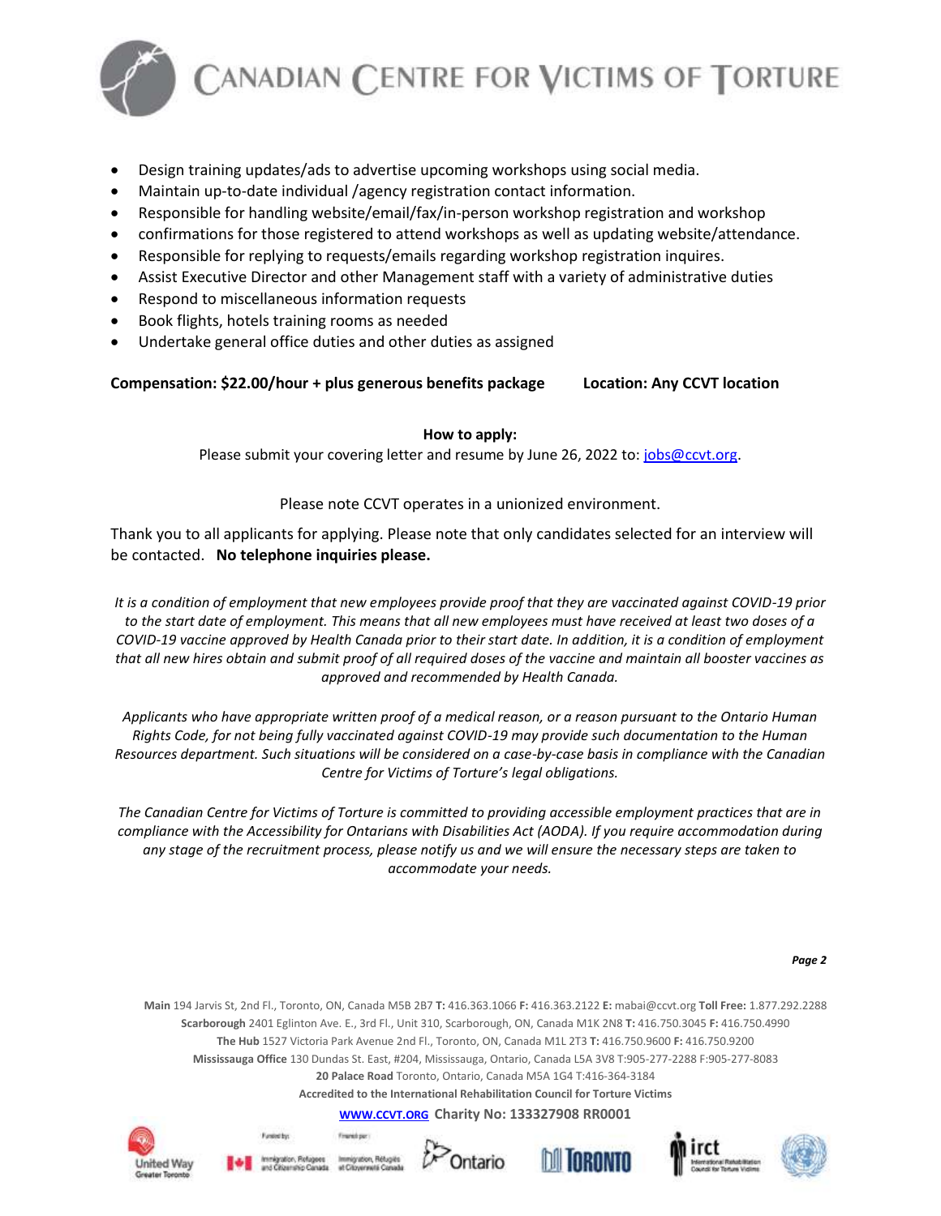- Design training updates/ads to advertise upcoming workshops using social media.
- Maintain up-to-date individual /agency registration contact information.
- Responsible for handling website/email/fax/in-person workshop registration and workshop
- confirmations for those registered to attend workshops as well as updating website/attendance.
- Responsible for replying to requests/emails regarding workshop registration inquires.
- Assist Executive Director and other Management staff with a variety of administrative duties
- Respond to miscellaneous information requests
- Book flights, hotels training rooms as needed
- Undertake general office duties and other duties as assigned

**Compensation: $22.00/hour + plus generous benefits package** **Location: Any CCVT location**

**How to apply:**

Please submit your covering letter and resume by June 26, 2022 to: jobs@ccvt.org.

Please note CCVT operates in a unionized environment.

Thank you to all applicants for applying. Please note that only candidates selected for an interview will be contacted. **No telephone inquiries please.**

*It is a condition of employment that new employees provide proof that they are vaccinated against COVID-19 prior to the start date of employment. This means that all new employees must have received at least two doses of a COVID-19 vaccine approved by Health Canada prior to their start date. In addition, it is a condition of employment that all new hires obtain and submit proof of all required doses of the vaccine and maintain all booster vaccines as approved and recommended by Health Canada.*

*Applicants who have appropriate written proof of a medical reason, or a reason pursuant to the Ontario Human Rights Code, for not being fully vaccinated against COVID-19 may provide such documentation to the Human Resources department. Such situations will be considered on a case-by-case basis in compliance with the Canadian Centre for Victims of Torture's legal obligations.*

*The Canadian Centre for Victims of Torture is committed to providing accessible employment practices that are in compliance with the Accessibility for Ontarians with Disabilities Act (AODA). If you require accommodation during any stage of the recruitment process, please notify us and we will ensure the necessary steps are taken to accommodate your needs.*